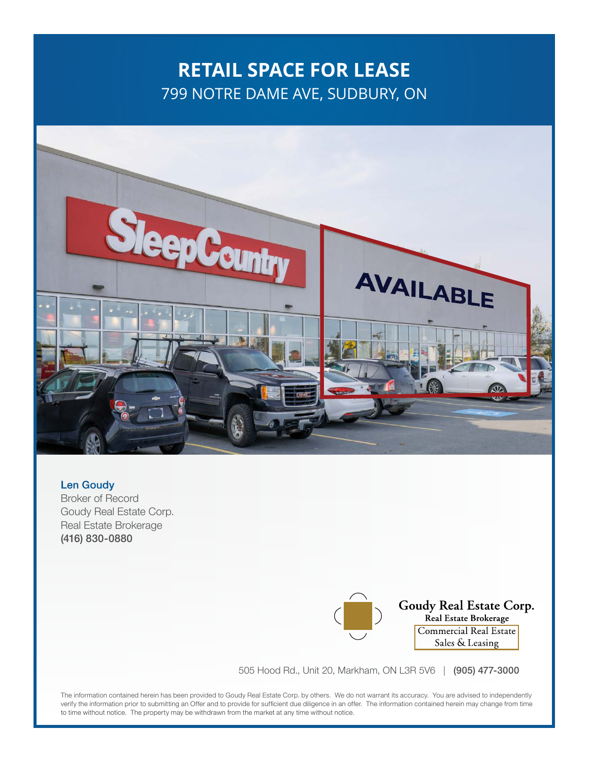# RETAIL SPACE FOR LEASE

799 NOTRE DAME AVE, SUDBURY, ON

**Len Goudy**
Broker of Record
Goudy Real Estate Corp.
Real Estate Brokerage
**(416) 830-0880**

**Goudy Real Estate Corp.**
**Real Estate Brokerage**
Commercial Real Estate
Sales & Leasing

505 Hood Rd., Unit 20, Markham, ON L3R 5V6 | **(905) 477-3000**

The information contained herein has been provided to Goudy Real Estate Corp. by others. We do not warrant its accuracy. You are advised to independently verify the information prior to submitting an Offer and to provide for sufficient due diligence in an offer. The information contained herein may change from time to time without notice. The property may be withdrawn from the market at any time without notice.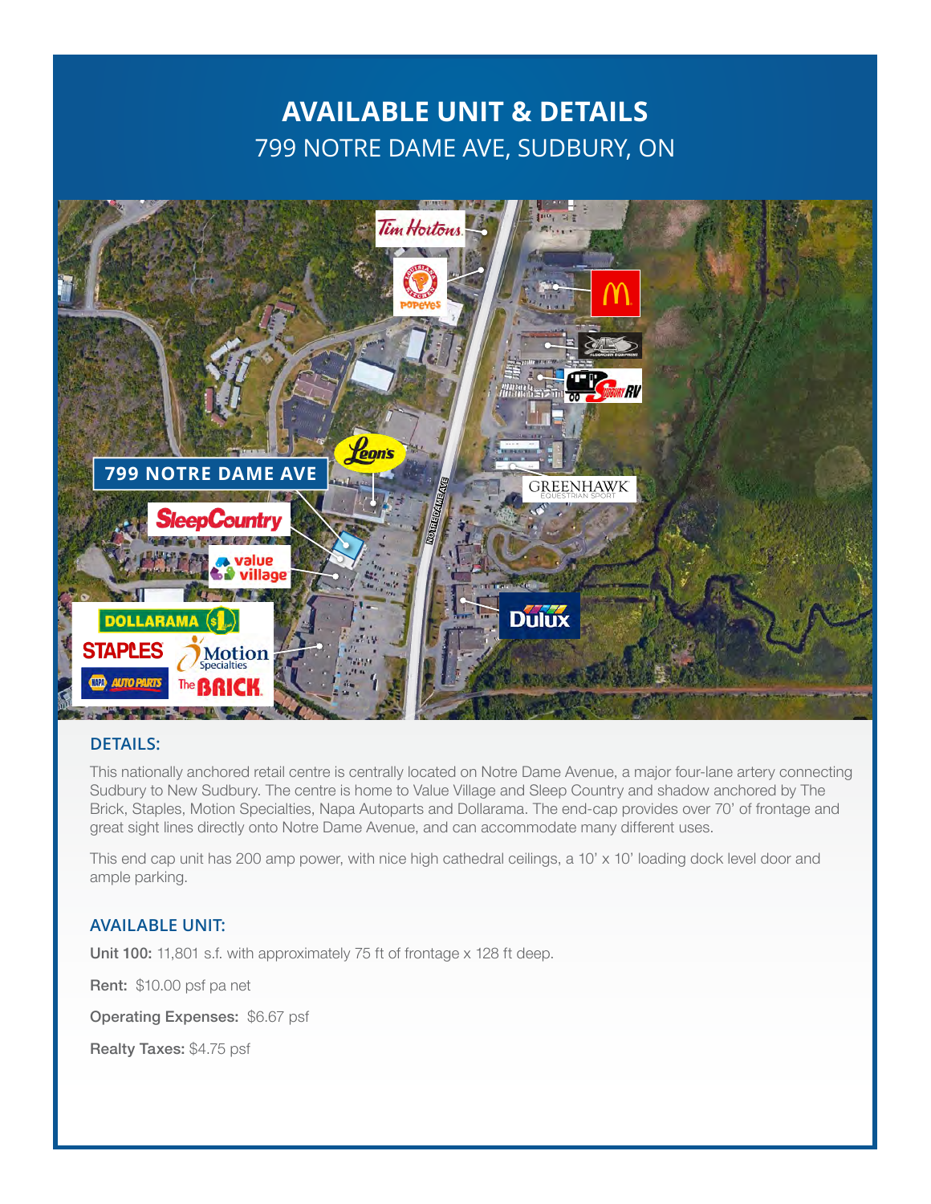# AVAILABLE UNIT & DETAILS

799 NOTRE DAME AVE, SUDBURY, ON

## DETAILS:

This nationally anchored retail centre is centrally located on Notre Dame Avenue, a major four-lane artery connecting Sudbury to New Sudbury. The centre is home to Value Village and Sleep Country and shadow anchored by The Brick, Staples, Motion Specialties, Napa Autoparts and Dollarama. The end-cap provides over 70' of frontage and great sight lines directly onto Notre Dame Avenue, and can accommodate many different uses.

This end cap unit has 200 amp power, with nice high cathedral ceilings, a 10' x 10' loading dock level door and ample parking.

## AVAILABLE UNIT:

**Unit 100:** 11,801 s.f. with approximately 75 ft of frontage x 128 ft deep.

**Rent:** $10.00 psf pa net

**Operating Expenses:** $6.67 psf

**Realty Taxes:** $4.75 psf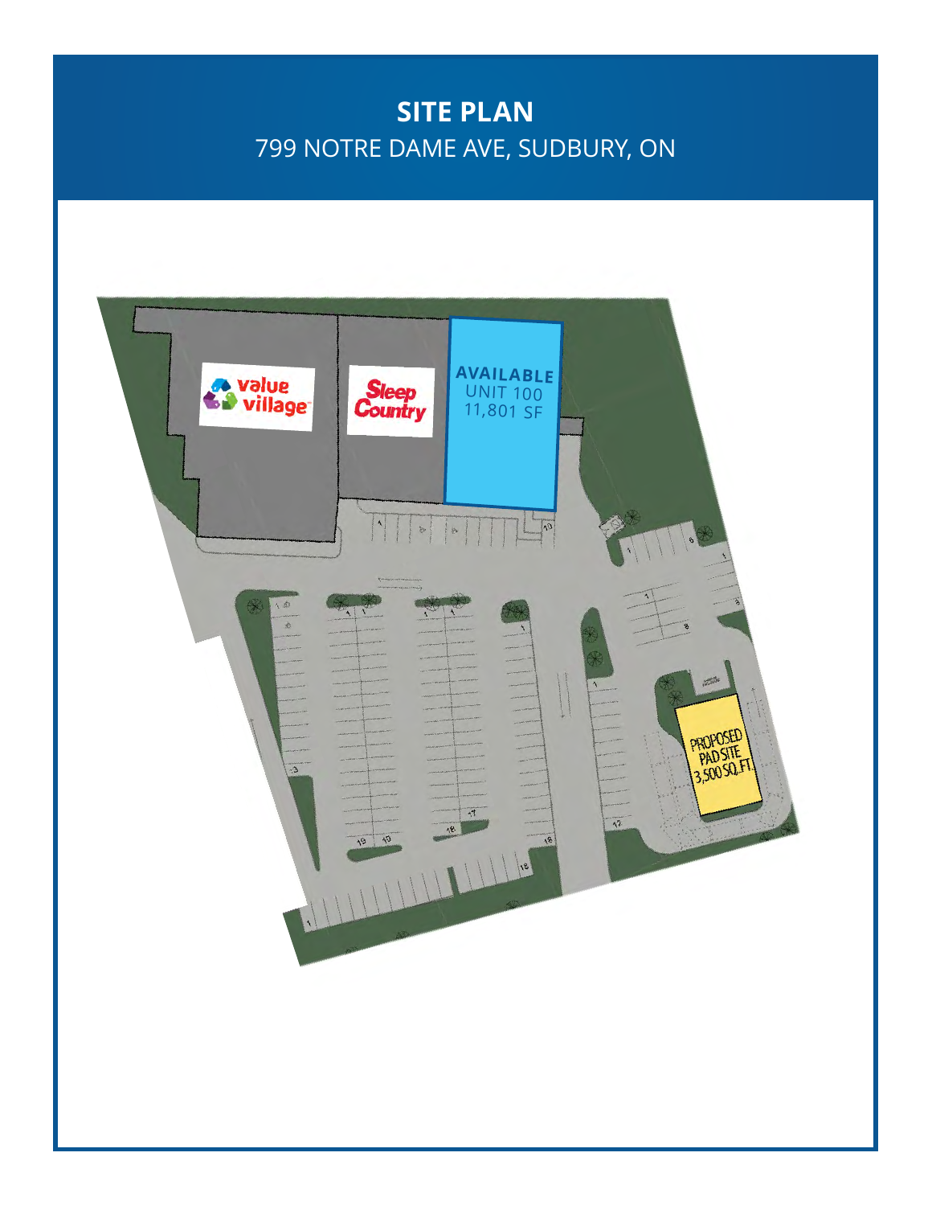# SITE PLAN

799 NOTRE DAME AVE, SUDBURY, ON

value village

Sleep Country

**AVAILABLE**
UNIT 100
11,801 SF

PROPOSED PAD SITE 3,500 SQ.FT.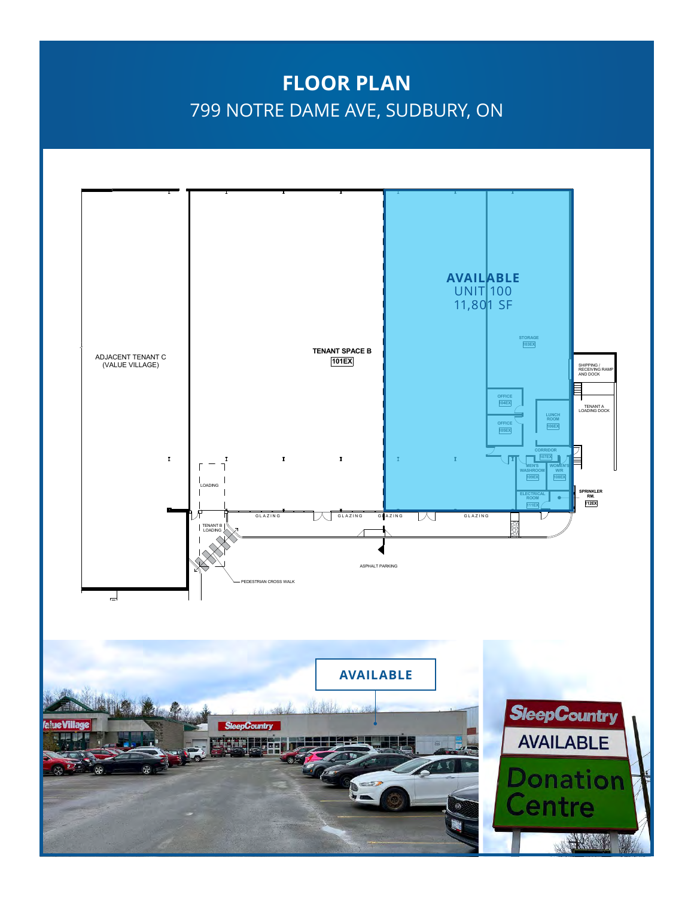# FLOOR PLAN

799 NOTRE DAME AVE, SUDBURY, ON

**AVAILABLE**
UNIT 100
11,801 SF

STORAGE 103EX

ADJACENT TENANT C (VALUE VILLAGE)

TENANT SPACE B 101EX

SHIPPING / RECEIVING RAMP AND DOCK

OFFICE 104EX

LUNCH ROOM 106EX

TENANT A LOADING DOCK

OFFICE 105EX

CORRIDOR 107EX

MEN'S WASHROOM 109EX

WOMEN'S W/R 108EX

LOADING

ELECTRICAL ROOM 111EX

SPRINKLER RM. 112EX

GLAZING

TENANT B LOADING

ASPHALT PARKING

PEDESTRIAN CROSS WALK

AVAILABLE

SleepCountry

AVAILABLE

Donation Centre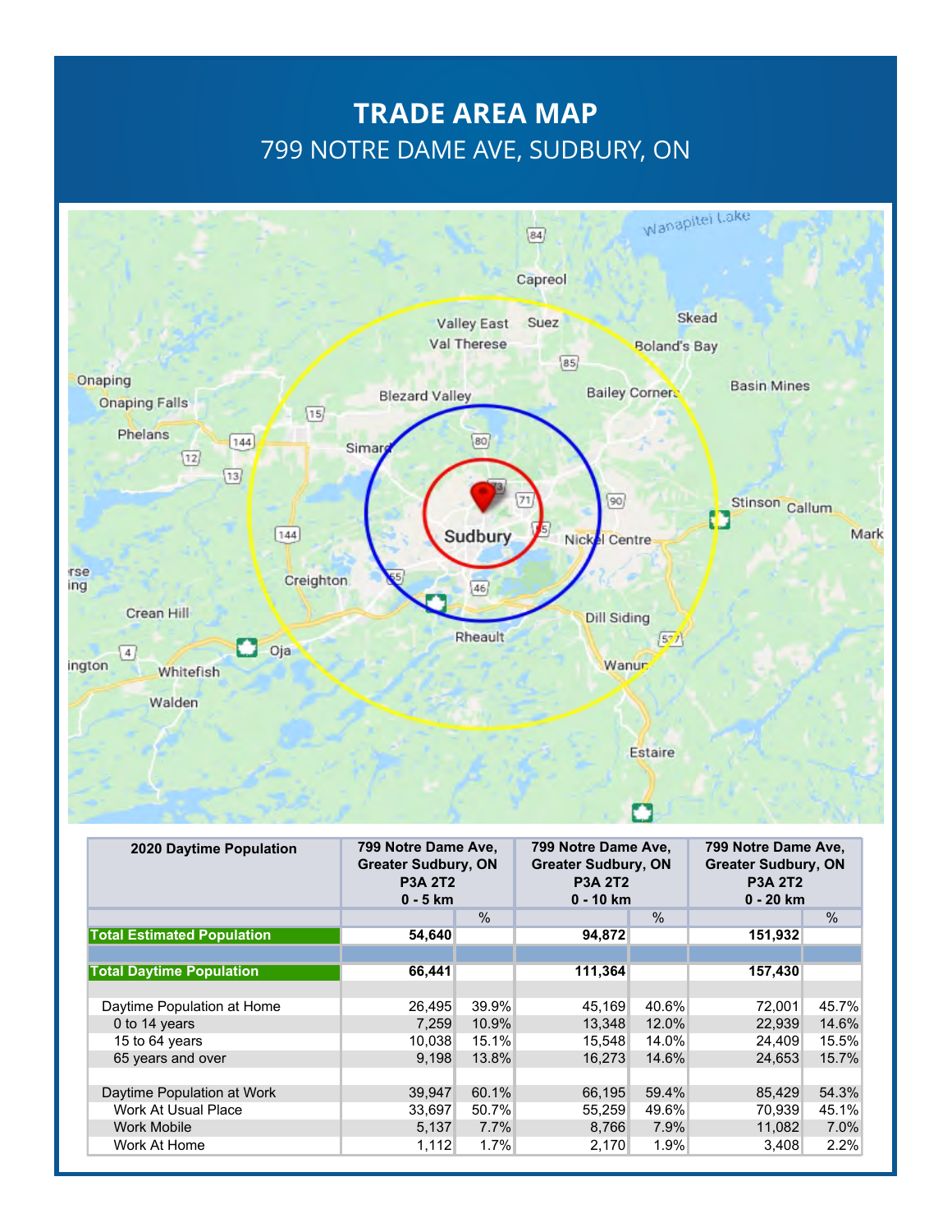# TRADE AREA MAP

## 799 NOTRE DAME AVE, SUDBURY, ON

| 2020 Daytime Population | 799 Notre Dame Ave, Greater Sudbury, ON P3A 2T2 0 - 5 km | | 799 Notre Dame Ave, Greater Sudbury, ON P3A 2T2 0 - 10 km | | 799 Notre Dame Ave, Greater Sudbury, ON P3A 2T2 0 - 20 km | |
|---|---|---|---|---|---|---|
| | | % | | % | | % |
| **Total Estimated Population** | **54,640** | | **94,872** | | **151,932** | |
| | | | | | | |
| **Total Daytime Population** | **66,441** | | **111,364** | | **157,430** | |
| | | | | | | |
| Daytime Population at Home | 26,495 | 39.9% | 45,169 | 40.6% | 72,001 | 45.7% |
| 0 to 14 years | 7,259 | 10.9% | 13,348 | 12.0% | 22,939 | 14.6% |
| 15 to 64 years | 10,038 | 15.1% | 15,548 | 14.0% | 24,409 | 15.5% |
| 65 years and over | 9,198 | 13.8% | 16,273 | 14.6% | 24,653 | 15.7% |
| | | | | | | |
| Daytime Population at Work | 39,947 | 60.1% | 66,195 | 59.4% | 85,429 | 54.3% |
| Work At Usual Place | 33,697 | 50.7% | 55,259 | 49.6% | 70,939 | 45.1% |
| Work Mobile | 5,137 | 7.7% | 8,766 | 7.9% | 11,082 | 7.0% |
| Work At Home | 1,112 | 1.7% | 2,170 | 1.9% | 3,408 | 2.2% |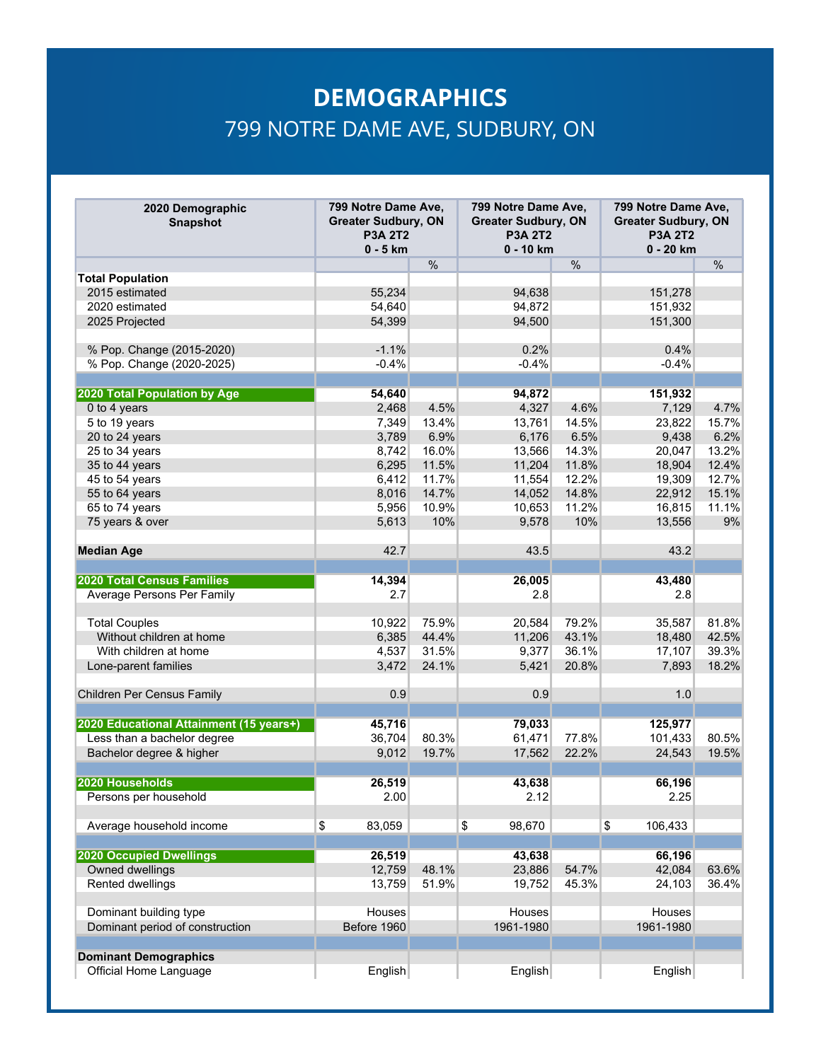# DEMOGRAPHICS

## 799 NOTRE DAME AVE, SUDBURY, ON

| 2020 Demographic Snapshot | 799 Notre Dame Ave, Greater Sudbury, ON P3A 2T2 0 - 5 km | | 799 Notre Dame Ave, Greater Sudbury, ON P3A 2T2 0 - 10 km | | 799 Notre Dame Ave, Greater Sudbury, ON P3A 2T2 0 - 20 km | |
|---|---|---|---|---|---|---|
| | | % | | % | | % |
| **Total Population** | | | | | | |
| 2015 estimated | 55,234 | | 94,638 | | 151,278 | |
| 2020 estimated | 54,640 | | 94,872 | | 151,932 | |
| 2025 Projected | 54,399 | | 94,500 | | 151,300 | |
| | | | | | | |
| % Pop. Change (2015-2020) | -1.1% | | 0.2% | | 0.4% | |
| % Pop. Change (2020-2025) | -0.4% | | -0.4% | | -0.4% | |
| | | | | | | |
| **2020 Total Population by Age** | **54,640** | | **94,872** | | **151,932** | |
| 0 to 4 years | 2,468 | 4.5% | 4,327 | 4.6% | 7,129 | 4.7% |
| 5 to 19 years | 7,349 | 13.4% | 13,761 | 14.5% | 23,822 | 15.7% |
| 20 to 24 years | 3,789 | 6.9% | 6,176 | 6.5% | 9,438 | 6.2% |
| 25 to 34 years | 8,742 | 16.0% | 13,566 | 14.3% | 20,047 | 13.2% |
| 35 to 44 years | 6,295 | 11.5% | 11,204 | 11.8% | 18,904 | 12.4% |
| 45 to 54 years | 6,412 | 11.7% | 11,554 | 12.2% | 19,309 | 12.7% |
| 55 to 64 years | 8,016 | 14.7% | 14,052 | 14.8% | 22,912 | 15.1% |
| 65 to 74 years | 5,956 | 10.9% | 10,653 | 11.2% | 16,815 | 11.1% |
| 75 years & over | 5,613 | 10% | 9,578 | 10% | 13,556 | 9% |
| | | | | | | |
| **Median Age** | 42.7 | | 43.5 | | 43.2 | |
| | | | | | | |
| **2020 Total Census Families** | **14,394** | | **26,005** | | **43,480** | |
| Average Persons Per Family | 2.7 | | 2.8 | | 2.8 | |
| | | | | | | |
| Total Couples | 10,922 | 75.9% | 20,584 | 79.2% | 35,587 | 81.8% |
| Without children at home | 6,385 | 44.4% | 11,206 | 43.1% | 18,480 | 42.5% |
| With children at home | 4,537 | 31.5% | 9,377 | 36.1% | 17,107 | 39.3% |
| Lone-parent families | 3,472 | 24.1% | 5,421 | 20.8% | 7,893 | 18.2% |
| | | | | | | |
| Children Per Census Family | 0.9 | | 0.9 | | 1.0 | |
| | | | | | | |
| **2020 Educational Attainment (15 years+)** | **45,716** | | **79,033** | | **125,977** | |
| Less than a bachelor degree | 36,704 | 80.3% | 61,471 | 77.8% | 101,433 | 80.5% |
| Bachelor degree & higher | 9,012 | 19.7% | 17,562 | 22.2% | 24,543 | 19.5% |
| | | | | | | |
| **2020 Households** | **26,519** | | **43,638** | | **66,196** | |
| Persons per household | 2.00 | | 2.12 | | 2.25 | |
| | | | | | | |
| Average household income | $ 83,059 | | $ 98,670 | | $ 106,433 | |
| | | | | | | |
| **2020 Occupied Dwellings** | **26,519** | | **43,638** | | **66,196** | |
| Owned dwellings | 12,759 | 48.1% | 23,886 | 54.7% | 42,084 | 63.6% |
| Rented dwellings | 13,759 | 51.9% | 19,752 | 45.3% | 24,103 | 36.4% |
| | | | | | | |
| Dominant building type | Houses | | Houses | | Houses | |
| Dominant period of construction | Before 1960 | | 1961-1980 | | 1961-1980 | |
| | | | | | | |
| **Dominant Demographics** | | | | | | |
| Official Home Language | English | | English | | English | |